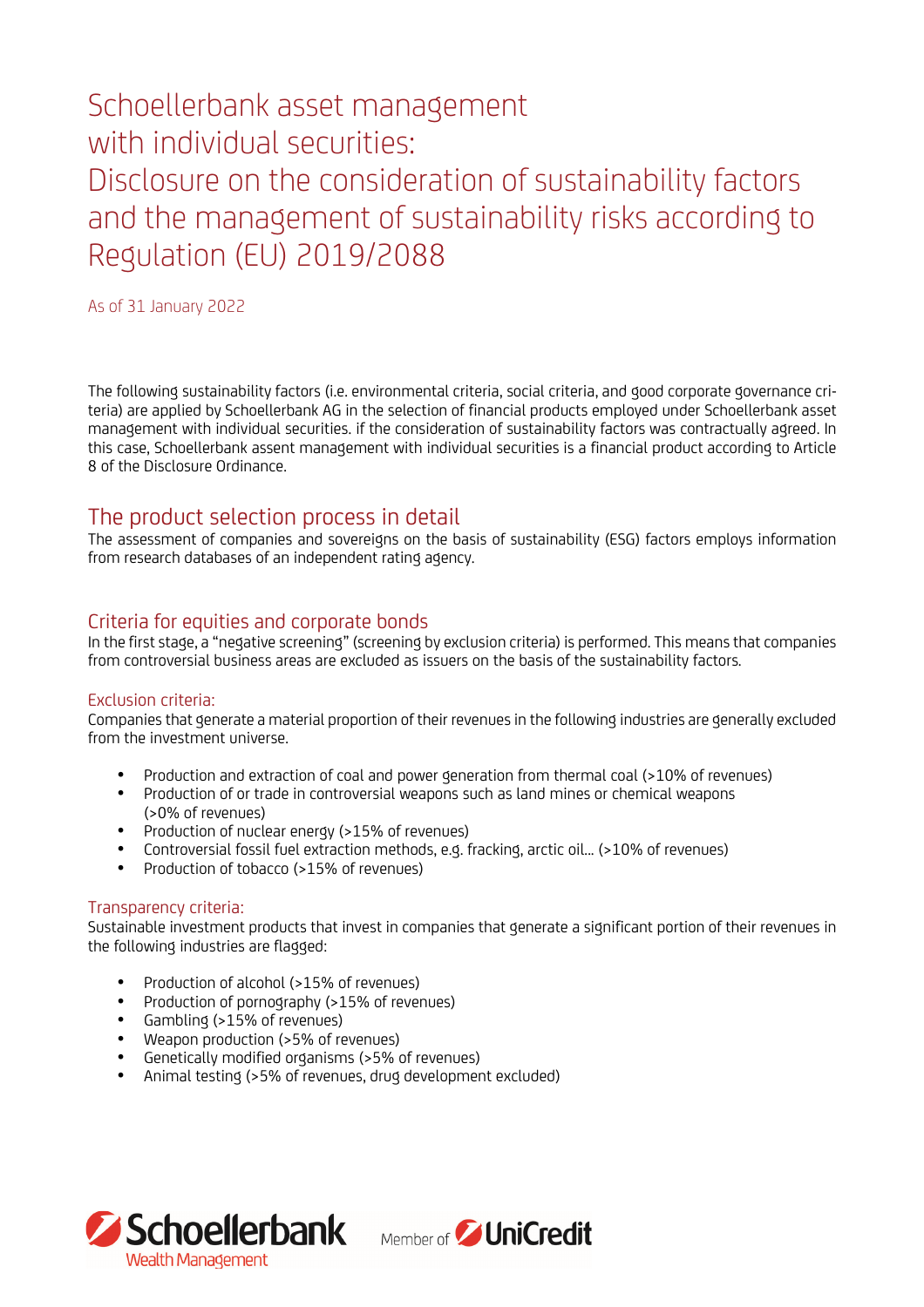# Schoellerbank asset management with individual securities: Disclosure on the consideration of sustainability factors and the management of sustainability risks according to Regulation (EU) 2019/2088

As of 31 January 2022

The following sustainability factors (i.e. environmental criteria, social criteria, and good corporate governance criteria) are applied by Schoellerbank AG in the selection of financial products employed under Schoellerbank asset management with individual securities. if the consideration of sustainability factors was contractually agreed. In this case, Schoellerbank assent management with individual securities is a financial product according to Article 8 of the Disclosure Ordinance.

## The product selection process in detail

The assessment of companies and sovereigns on the basis of sustainability (ESG) factors employs information from research databases of an independent rating agency.

## Criteria for equities and corporate bonds

In the first stage, a "negative screening" (screening by exclusion criteria) is performed. This means that companies from controversial business areas are excluded as issuers on the basis of the sustainability factors.

### Exclusion criteria:

Companies that generate a material proportion of their revenues in the following industries are generally excluded from the investment universe.

- Production and extraction of coal and power generation from thermal coal (>10% of revenues)
- Production of or trade in controversial weapons such as land mines or chemical weapons (>0% of revenues)
- Production of nuclear energy (>15% of revenues)
- Controversial fossil fuel extraction methods, e.g. fracking, arctic oil... (>10% of revenues)
- Production of tobacco (>15% of revenues)

### Transparency criteria:

Sustainable investment products that invest in companies that generate a significant portion of their revenues in the following industries are flagged:

- Production of alcohol (>15% of revenues)
- Production of pornography (>15% of revenues)
- Gambling (>15% of revenues)
- Weapon production (>5% of revenues)
- Genetically modified organisms (>5% of revenues)
- Animal testing (>5% of revenues, drug development excluded)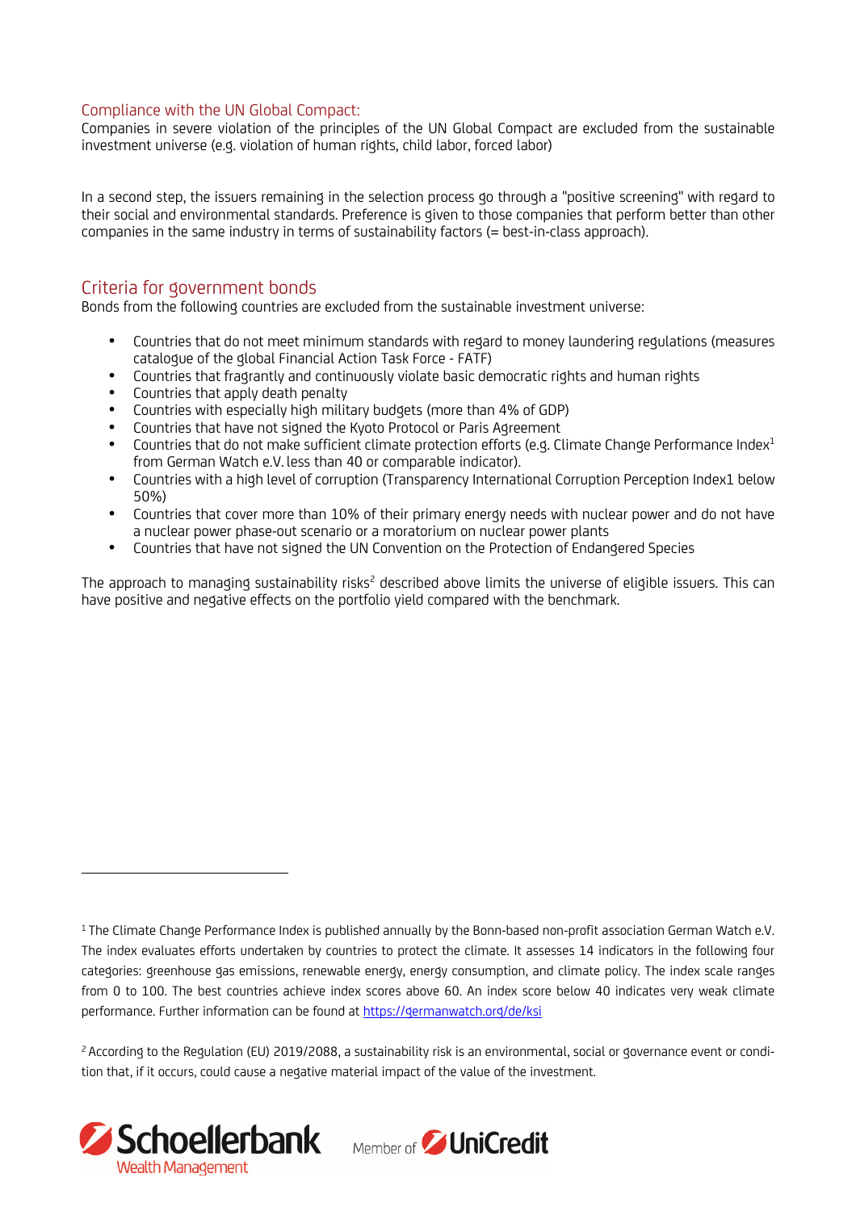### Compliance with the UN Global Compact:

Companies in severe violation of the principles of the UN Global Compact are excluded from the sustainable investment universe (e.g. violation of human rights, child labor, forced labor)

In a second step, the issuers remaining in the selection process go through a "positive screening" with regard to their social and environmental standards. Preference is given to those companies that perform better than other companies in the same industry in terms of sustainability factors (= best-in-class approach).

## Criteria for government bonds

Bonds from the following countries are excluded from the sustainable investment universe:

- Countries that do not meet minimum standards with regard to money laundering regulations (measures catalogue of the global Financial Action Task Force - FATF)
- Countries that fragrantly and continuously violate basic democratic rights and human rights
- Countries that apply death penalty
- Countries with especially high military budgets (more than 4% of GDP)
- Countries that have not signed the Kyoto Protocol or Paris Agreement
- Countries that do not make sufficient climate protection efforts (e.g. Climate Change Performance Index[1] from German Watch e.V. less than 40 or comparable indicator).
- Countries with a high level of corruption (Transparency International Corruption Perception Index1 below 50%)
- Countries that cover more than 10% of their primary energy needs with nuclear power and do not have a nuclear power phase-out scenario or a moratorium on nuclear power plants
- Countries that have not signed the UN Convention on the Protection of Endangered Species

The approach to managing sustainability risks[2] described above limits the universe of eligible issuers. This can have positive and negative effects on the portfolio yield compared with the benchmark.

[1] The Climate Change Performance Index is published annually by the Bonn-based non-profit association German Watch e.V. The index evaluates efforts undertaken by countries to protect the climate. It assesses 14 indicators in the following four categories: greenhouse gas emissions, renewable energy, energy consumption, and climate policy. The index scale ranges from 0 to 100. The best countries achieve index scores above 60. An index score below 40 indicates very weak climate performance. Further information can be found at https://germanwatch.org/de/ksi

[2] According to the Regulation (EU) 2019/2088, a sustainability risk is an environmental, social or governance event or condition that, if it occurs, could cause a negative material impact of the value of the investment.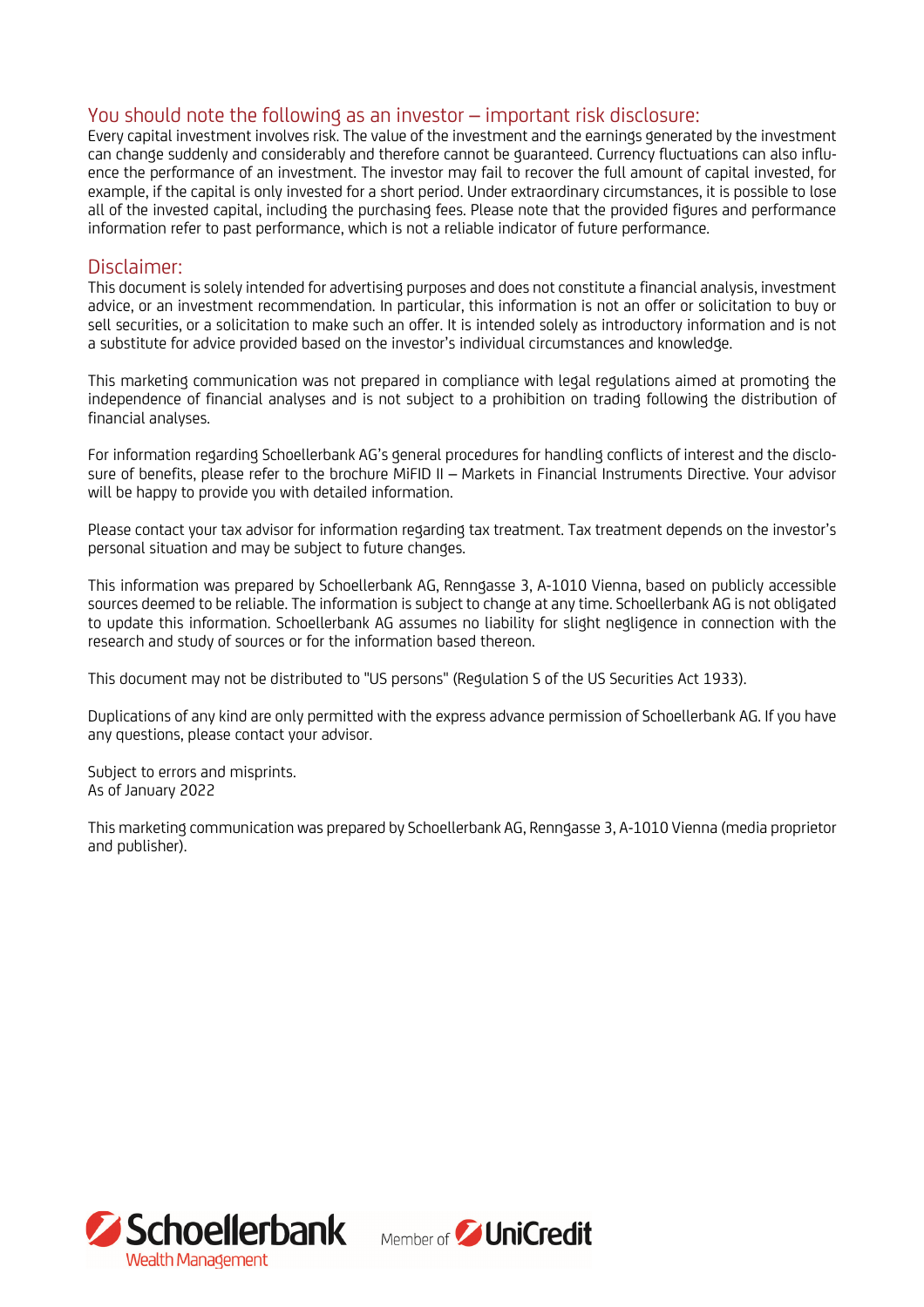## You should note the following as an investor – important risk disclosure:

Every capital investment involves risk. The value of the investment and the earnings generated by the investment can change suddenly and considerably and therefore cannot be guaranteed. Currency fluctuations can also influence the performance of an investment. The investor may fail to recover the full amount of capital invested, for example, if the capital is only invested for a short period. Under extraordinary circumstances, it is possible to lose all of the invested capital, including the purchasing fees. Please note that the provided figures and performance information refer to past performance, which is not a reliable indicator of future performance.

## Disclaimer:

This document is solely intended for advertising purposes and does not constitute a financial analysis, investment advice, or an investment recommendation. In particular, this information is not an offer or solicitation to buy or sell securities, or a solicitation to make such an offer. It is intended solely as introductory information and is not a substitute for advice provided based on the investor's individual circumstances and knowledge.

This marketing communication was not prepared in compliance with legal regulations aimed at promoting the independence of financial analyses and is not subject to a prohibition on trading following the distribution of financial analyses.

For information regarding Schoellerbank AG's general procedures for handling conflicts of interest and the disclosure of benefits, please refer to the brochure MiFID II – Markets in Financial Instruments Directive. Your advisor will be happy to provide you with detailed information.

Please contact your tax advisor for information regarding tax treatment. Tax treatment depends on the investor's personal situation and may be subject to future changes.

This information was prepared by Schoellerbank AG, Renngasse 3, A-1010 Vienna, based on publicly accessible sources deemed to be reliable. The information is subject to change at any time. Schoellerbank AG is not obligated to update this information. Schoellerbank AG assumes no liability for slight negligence in connection with the research and study of sources or for the information based thereon.

This document may not be distributed to "US persons" (Regulation S of the US Securities Act 1933).

Duplications of any kind are only permitted with the express advance permission of Schoellerbank AG. If you have any questions, please contact your advisor.

Subject to errors and misprints.
As of January 2022

This marketing communication was prepared by Schoellerbank AG, Renngasse 3, A-1010 Vienna (media proprietor and publisher).

Schoellerbank
Wealth Management

Member of UniCredit